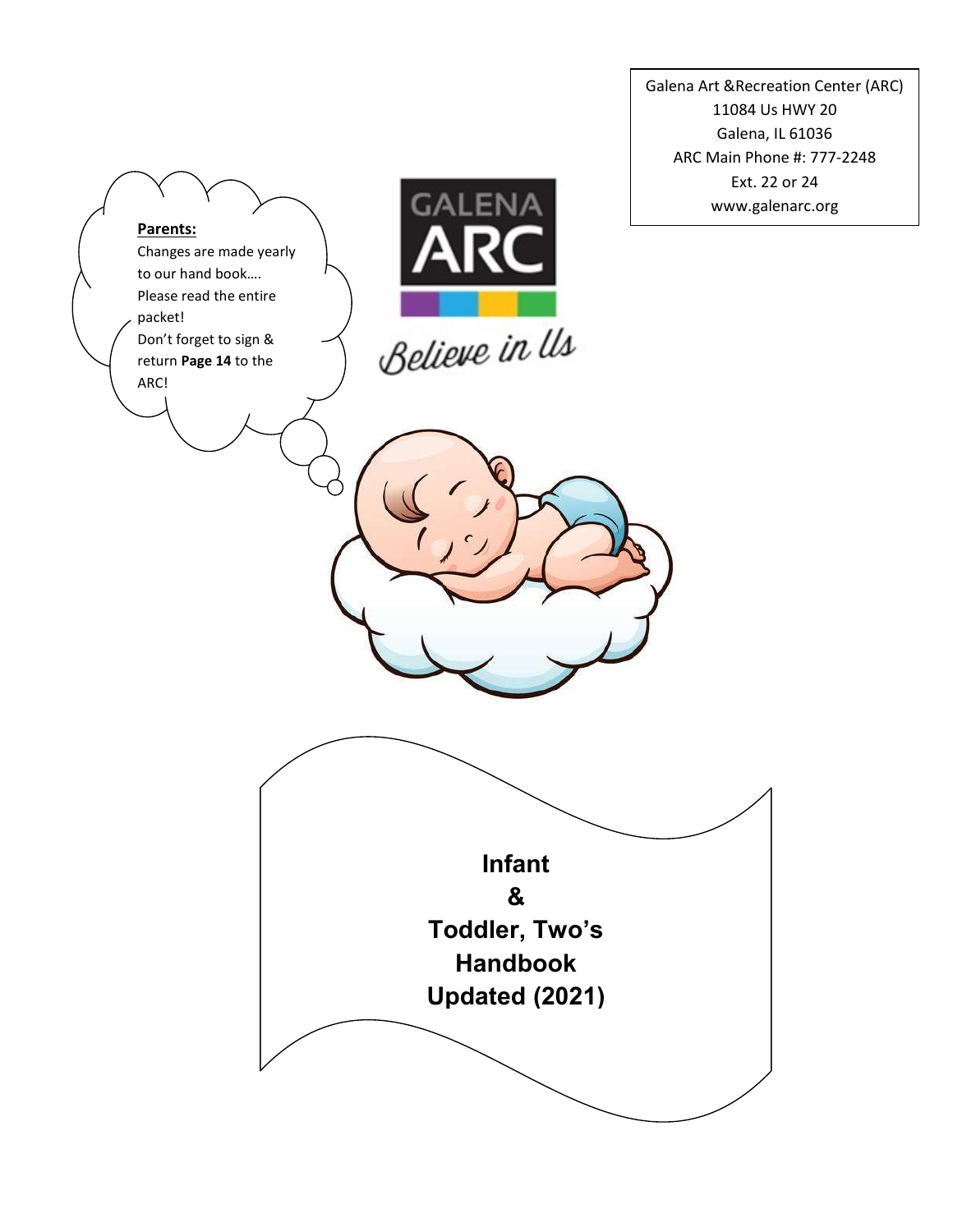Galena Art &Recreation Center (ARC)
11084 Us HWY 20
Galena, IL 61036
ARC Main Phone #: 777-2248
Ext. 22 or 24
www.galenarc.org

**Parents:**
Changes are made yearly to our hand book….
Please read the entire packet!
Don't forget to sign & return **Page 14** to the ARC!

GALENA ARC

*Believe in Us*

# Infant & Toddler, Two's Handbook Updated (2021)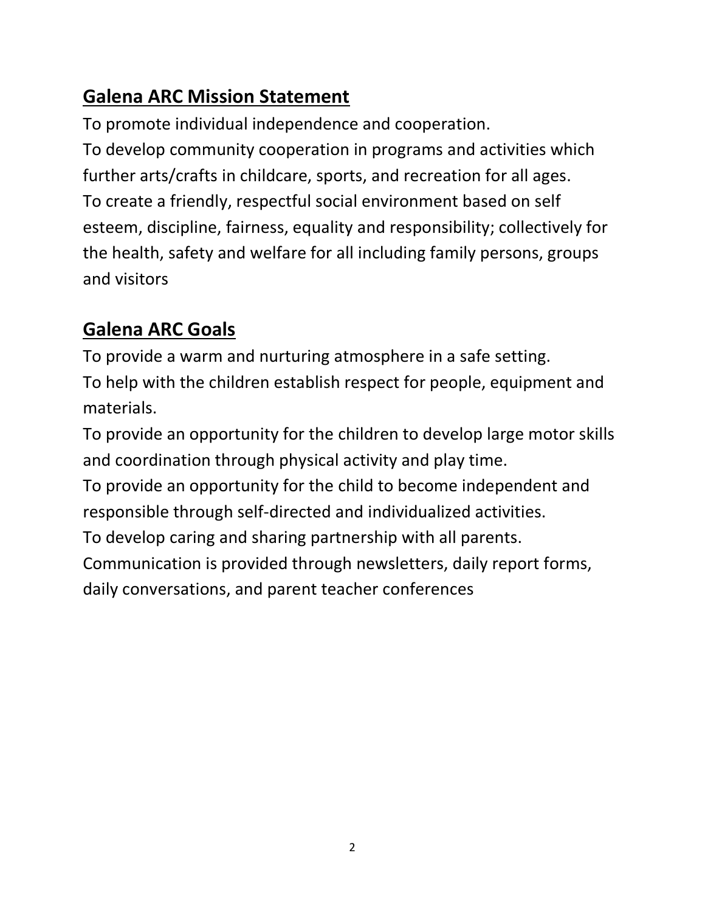## Galena ARC Mission Statement

To promote individual independence and cooperation.
To develop community cooperation in programs and activities which further arts/crafts in childcare, sports, and recreation for all ages.
To create a friendly, respectful social environment based on self esteem, discipline, fairness, equality and responsibility; collectively for the health, safety and welfare for all including family persons, groups and visitors

## Galena ARC Goals

To provide a warm and nurturing atmosphere in a safe setting.
To help with the children establish respect for people, equipment and materials.
To provide an opportunity for the children to develop large motor skills and coordination through physical activity and play time.
To provide an opportunity for the child to become independent and responsible through self-directed and individualized activities.
To develop caring and sharing partnership with all parents.
Communication is provided through newsletters, daily report forms, daily conversations, and parent teacher conferences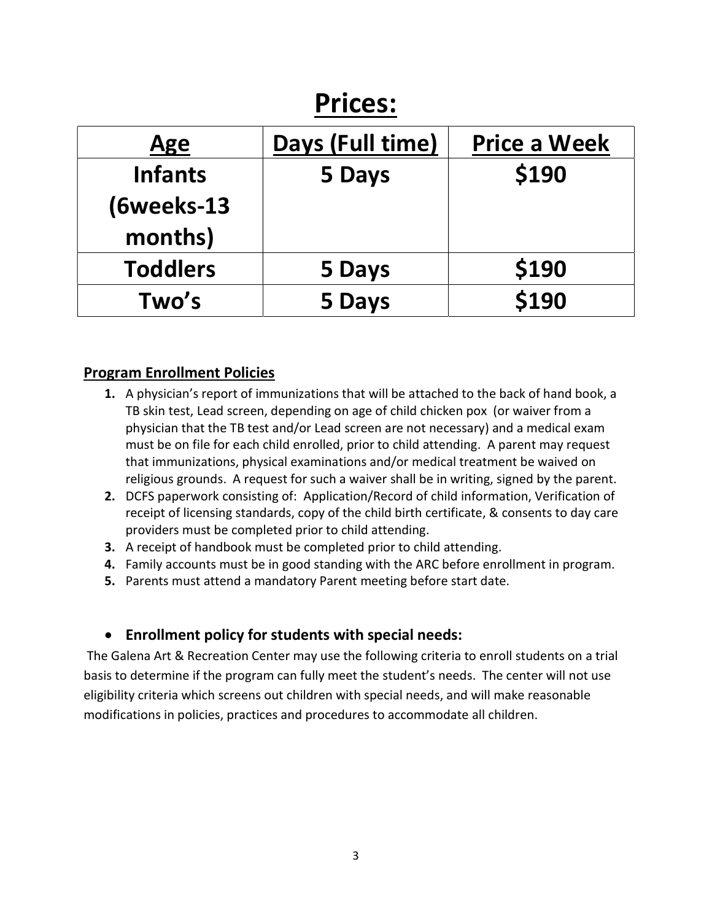# Prices:

| Age | Days (Full time) | Price a Week |
|---|---|---|
| Infants (6weeks-13 months) | 5 Days | $190 |
| Toddlers | 5 Days | $190 |
| Two's | 5 Days | $190 |

## Program Enrollment Policies

1. A physician's report of immunizations that will be attached to the back of hand book, a TB skin test, Lead screen, depending on age of child chicken pox (or waiver from a physician that the TB test and/or Lead screen are not necessary) and a medical exam must be on file for each child enrolled, prior to child attending. A parent may request that immunizations, physical examinations and/or medical treatment be waived on religious grounds. A request for such a waiver shall be in writing, signed by the parent.
2. DCFS paperwork consisting of: Application/Record of child information, Verification of receipt of licensing standards, copy of the child birth certificate, & consents to day care providers must be completed prior to child attending.
3. A receipt of handbook must be completed prior to child attending.
4. Family accounts must be in good standing with the ARC before enrollment in program.
5. Parents must attend a mandatory Parent meeting before start date.

- **Enrollment policy for students with special needs:**

The Galena Art & Recreation Center may use the following criteria to enroll students on a trial basis to determine if the program can fully meet the student's needs. The center will not use eligibility criteria which screens out children with special needs, and will make reasonable modifications in policies, practices and procedures to accommodate all children.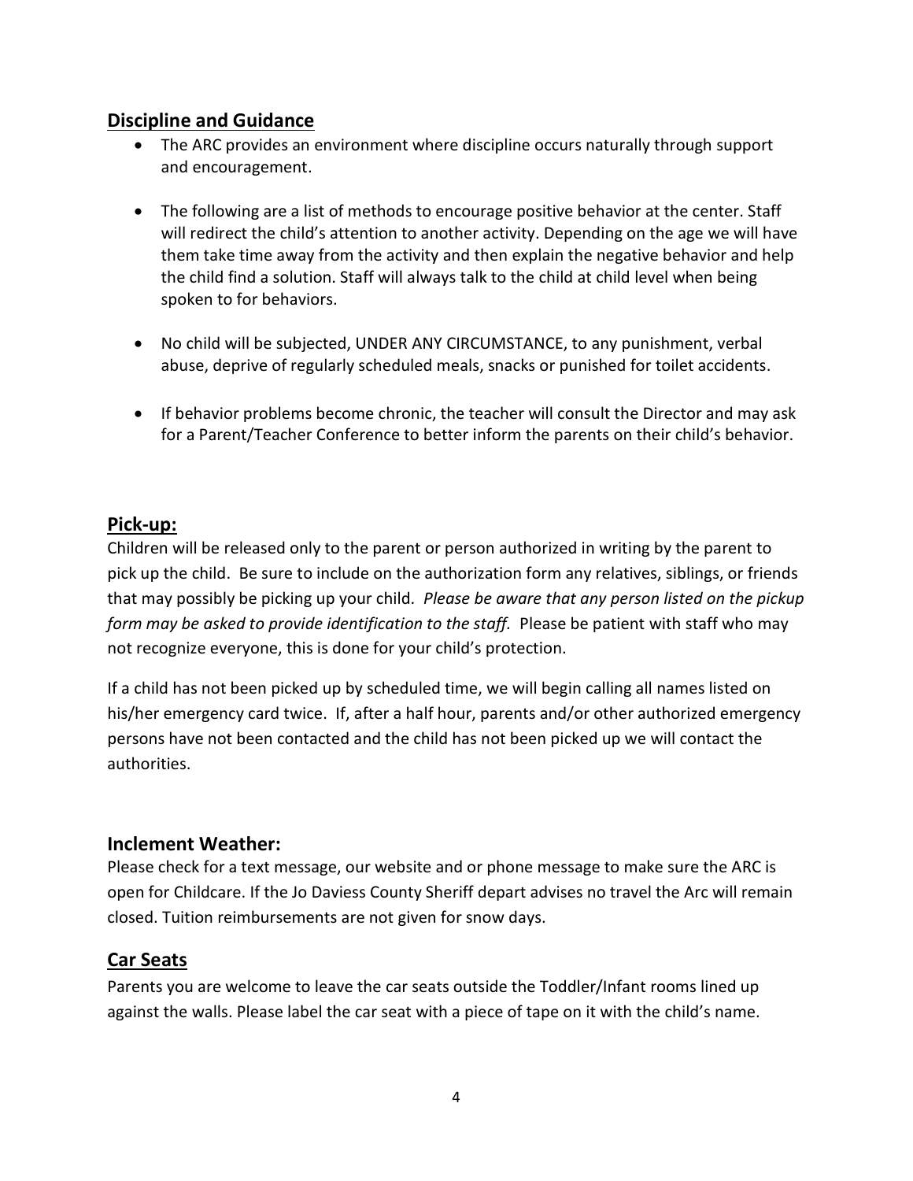## Discipline and Guidance

- The ARC provides an environment where discipline occurs naturally through support and encouragement.
- The following are a list of methods to encourage positive behavior at the center. Staff will redirect the child's attention to another activity. Depending on the age we will have them take time away from the activity and then explain the negative behavior and help the child find a solution. Staff will always talk to the child at child level when being spoken to for behaviors.
- No child will be subjected, UNDER ANY CIRCUMSTANCE, to any punishment, verbal abuse, deprive of regularly scheduled meals, snacks or punished for toilet accidents.
- If behavior problems become chronic, the teacher will consult the Director and may ask for a Parent/Teacher Conference to better inform the parents on their child's behavior.

## Pick-up:

Children will be released only to the parent or person authorized in writing by the parent to pick up the child. Be sure to include on the authorization form any relatives, siblings, or friends that may possibly be picking up your child. *Please be aware that any person listed on the pickup form may be asked to provide identification to the staff.* Please be patient with staff who may not recognize everyone, this is done for your child's protection.

If a child has not been picked up by scheduled time, we will begin calling all names listed on his/her emergency card twice. If, after a half hour, parents and/or other authorized emergency persons have not been contacted and the child has not been picked up we will contact the authorities.

## Inclement Weather:

Please check for a text message, our website and or phone message to make sure the ARC is open for Childcare. If the Jo Daviess County Sheriff depart advises no travel the Arc will remain closed. Tuition reimbursements are not given for snow days.

## Car Seats

Parents you are welcome to leave the car seats outside the Toddler/Infant rooms lined up against the walls. Please label the car seat with a piece of tape on it with the child's name.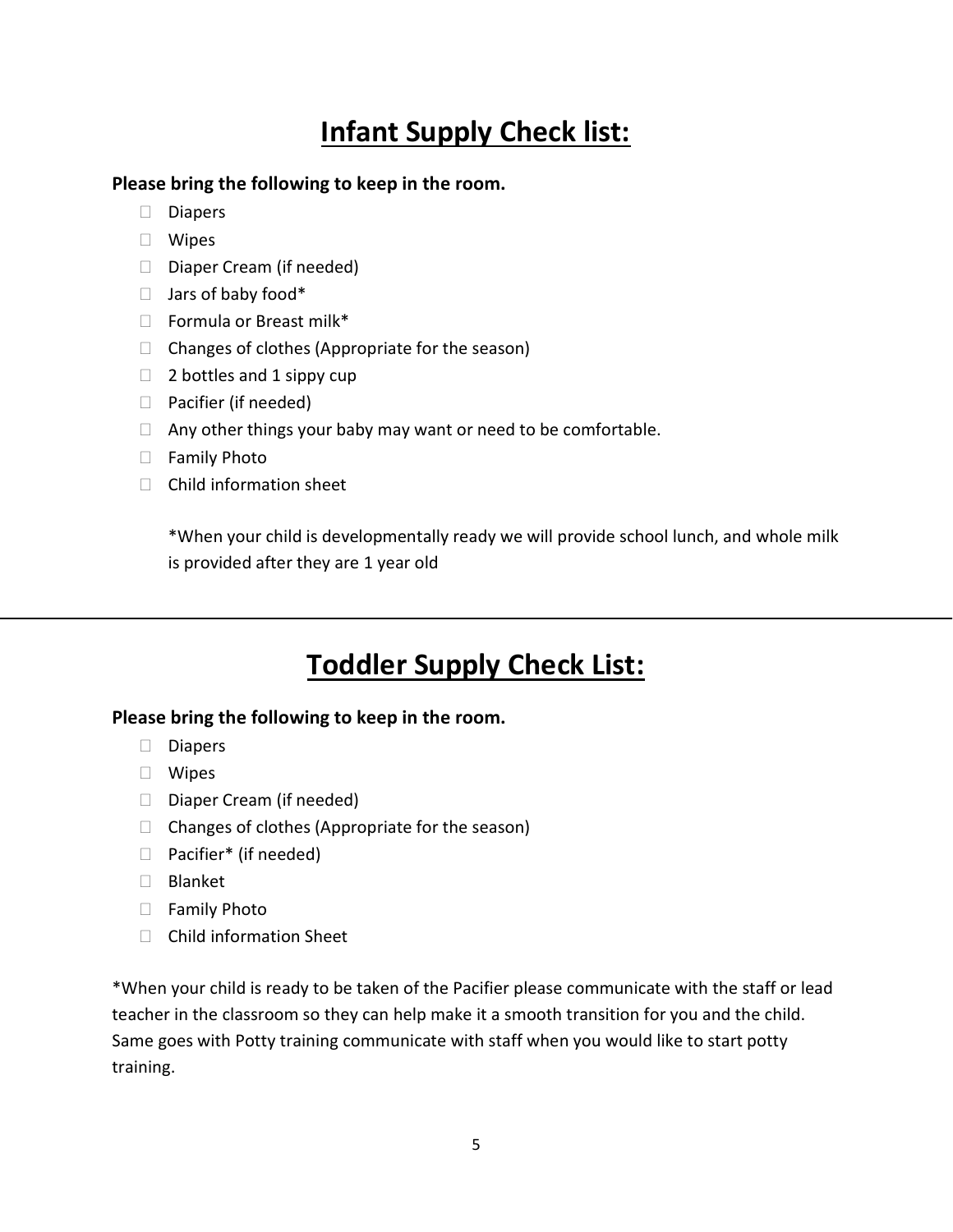# Infant Supply Check list:

**Please bring the following to keep in the room.**

- Diapers
- Wipes
- Diaper Cream (if needed)
- Jars of baby food*
- Formula or Breast milk*
- Changes of clothes (Appropriate for the season)
- 2 bottles and 1 sippy cup
- Pacifier (if needed)
- Any other things your baby may want or need to be comfortable.
- Family Photo
- Child information sheet

*When your child is developmentally ready we will provide school lunch, and whole milk is provided after they are 1 year old

---

# Toddler Supply Check List:

**Please bring the following to keep in the room.**

- Diapers
- Wipes
- Diaper Cream (if needed)
- Changes of clothes (Appropriate for the season)
- Pacifier* (if needed)
- Blanket
- Family Photo
- Child information Sheet

*When your child is ready to be taken of the Pacifier please communicate with the staff or lead teacher in the classroom so they can help make it a smooth transition for you and the child. Same goes with Potty training communicate with staff when you would like to start potty training.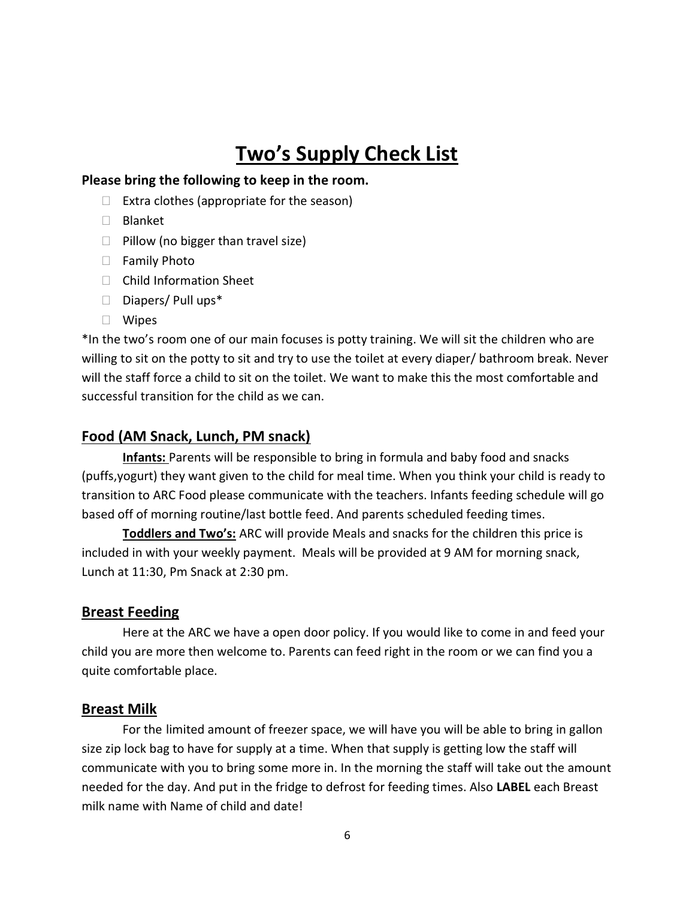# Two's Supply Check List

**Please bring the following to keep in the room.**

- ☐ Extra clothes (appropriate for the season)
- ☐ Blanket
- ☐ Pillow (no bigger than travel size)
- ☐ Family Photo
- ☐ Child Information Sheet
- ☐ Diapers/ Pull ups*
- ☐ Wipes

*In the two's room one of our main focuses is potty training. We will sit the children who are willing to sit on the potty to sit and try to use the toilet at every diaper/ bathroom break. Never will the staff force a child to sit on the toilet. We want to make this the most comfortable and successful transition for the child as we can.

## Food (AM Snack, Lunch, PM snack)

**Infants:** Parents will be responsible to bring in formula and baby food and snacks (puffs,yogurt) they want given to the child for meal time. When you think your child is ready to transition to ARC Food please communicate with the teachers. Infants feeding schedule will go based off of morning routine/last bottle feed. And parents scheduled feeding times.

**Toddlers and Two's:** ARC will provide Meals and snacks for the children this price is included in with your weekly payment. Meals will be provided at 9 AM for morning snack, Lunch at 11:30, Pm Snack at 2:30 pm.

## Breast Feeding

Here at the ARC we have a open door policy. If you would like to come in and feed your child you are more then welcome to. Parents can feed right in the room or we can find you a quite comfortable place.

## Breast Milk

For the limited amount of freezer space, we will have you will be able to bring in gallon size zip lock bag to have for supply at a time. When that supply is getting low the staff will communicate with you to bring some more in. In the morning the staff will take out the amount needed for the day. And put in the fridge to defrost for feeding times. Also **LABEL** each Breast milk name with Name of child and date!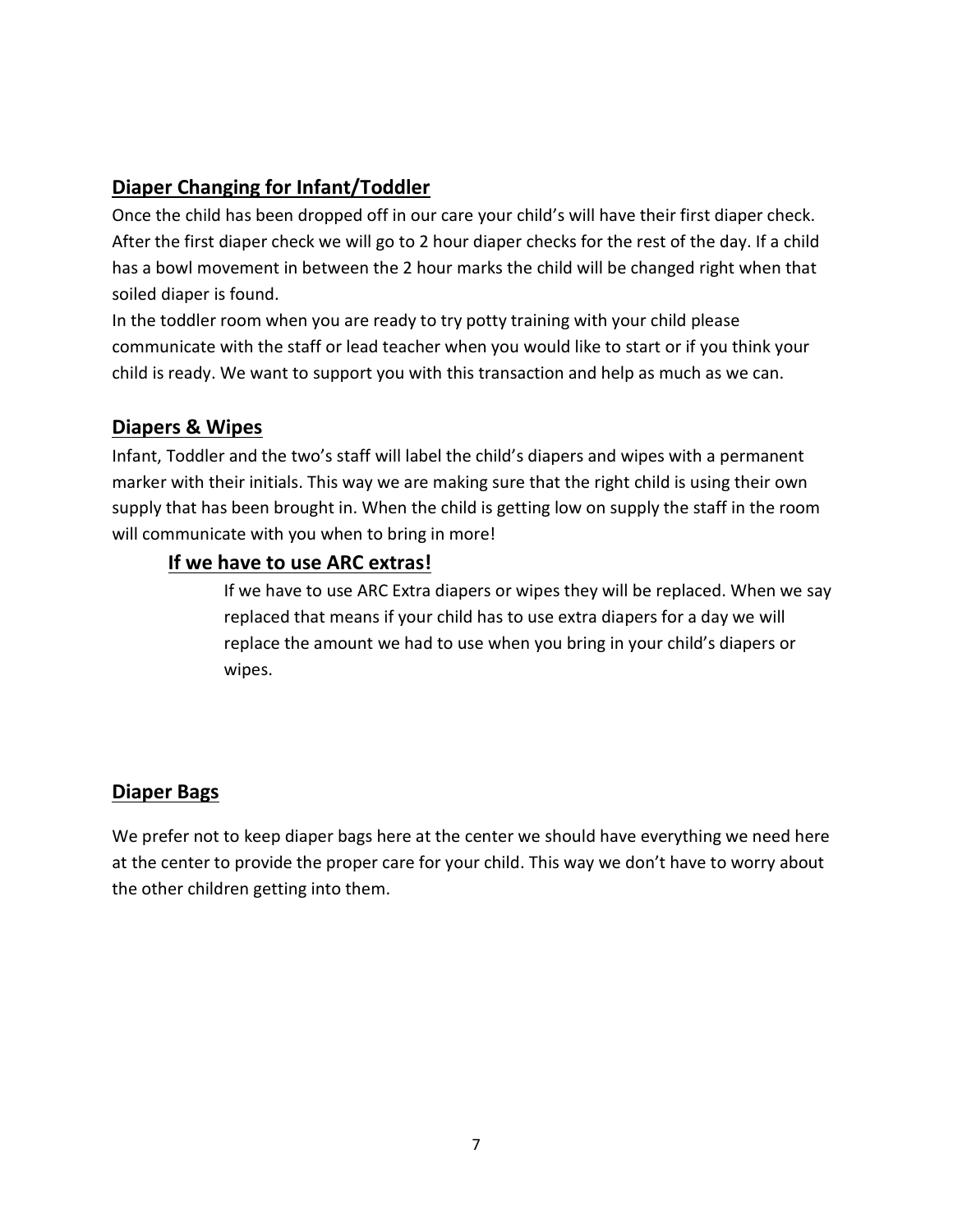## Diaper Changing for Infant/Toddler

Once the child has been dropped off in our care your child's will have their first diaper check. After the first diaper check we will go to 2 hour diaper checks for the rest of the day. If a child has a bowl movement in between the 2 hour marks the child will be changed right when that soiled diaper is found.

In the toddler room when you are ready to try potty training with your child please communicate with the staff or lead teacher when you would like to start or if you think your child is ready. We want to support you with this transaction and help as much as we can.

## Diapers & Wipes

Infant, Toddler and the two's staff will label the child's diapers and wipes with a permanent marker with their initials. This way we are making sure that the right child is using their own supply that has been brought in. When the child is getting low on supply the staff in the room will communicate with you when to bring in more!

### If we have to use ARC extras!

If we have to use ARC Extra diapers or wipes they will be replaced. When we say replaced that means if your child has to use extra diapers for a day we will replace the amount we had to use when you bring in your child's diapers or wipes.

## Diaper Bags

We prefer not to keep diaper bags here at the center we should have everything we need here at the center to provide the proper care for your child. This way we don't have to worry about the other children getting into them.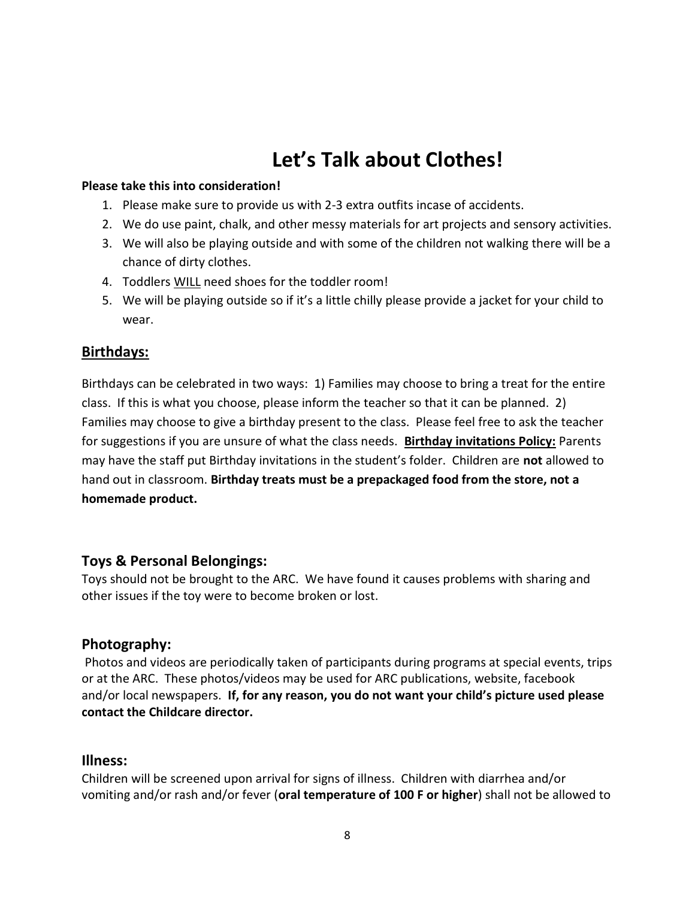# Let's Talk about Clothes!

**Please take this into consideration!**

1. Please make sure to provide us with 2-3 extra outfits incase of accidents.
2. We do use paint, chalk, and other messy materials for art projects and sensory activities.
3. We will also be playing outside and with some of the children not walking there will be a chance of dirty clothes.
4. Toddlers <u>WILL</u> need shoes for the toddler room!
5. We will be playing outside so if it's a little chilly please provide a jacket for your child to wear.

## <u>Birthdays:</u>

Birthdays can be celebrated in two ways: 1) Families may choose to bring a treat for the entire class. If this is what you choose, please inform the teacher so that it can be planned. 2) Families may choose to give a birthday present to the class. Please feel free to ask the teacher for suggestions if you are unsure of what the class needs. **<u>Birthday invitations Policy:</u>** Parents may have the staff put Birthday invitations in the student's folder. Children are **not** allowed to hand out in classroom. **Birthday treats must be a prepackaged food from the store, not a homemade product.**

## Toys & Personal Belongings:

Toys should not be brought to the ARC. We have found it causes problems with sharing and other issues if the toy were to become broken or lost.

## Photography:

Photos and videos are periodically taken of participants during programs at special events, trips or at the ARC. These photos/videos may be used for ARC publications, website, facebook and/or local newspapers. **If, for any reason, you do not want your child's picture used please contact the Childcare director.**

## Illness:

Children will be screened upon arrival for signs of illness. Children with diarrhea and/or vomiting and/or rash and/or fever (**oral temperature of 100 F or higher**) shall not be allowed to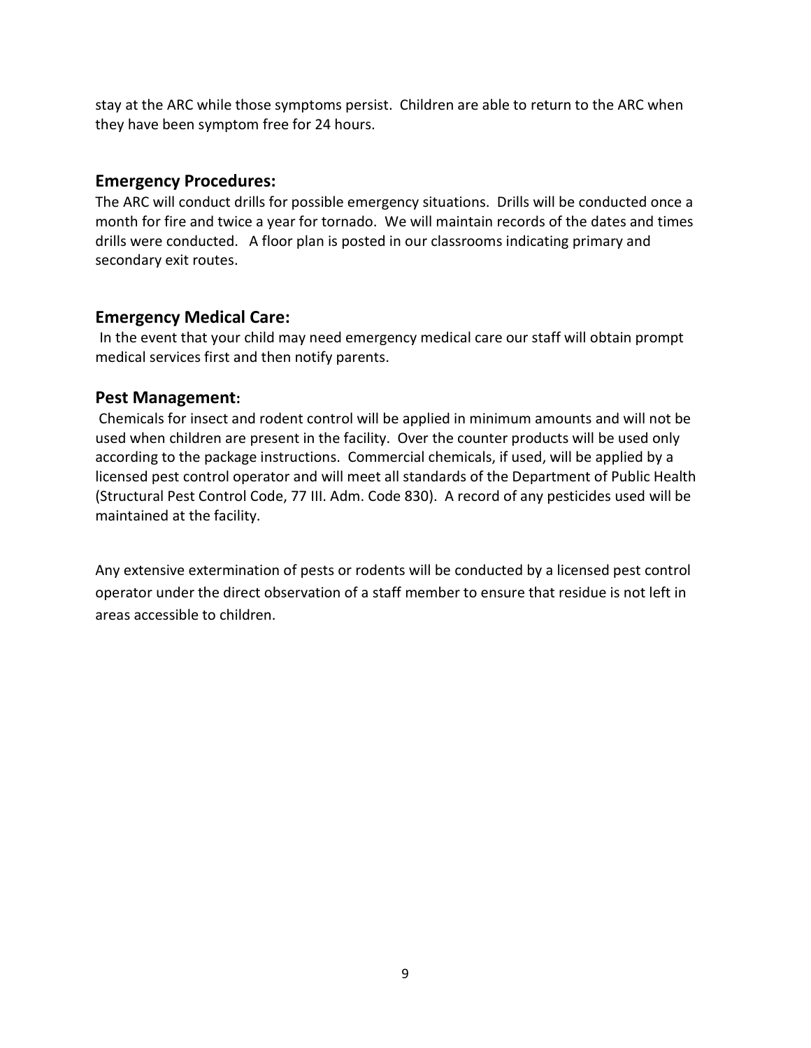stay at the ARC while those symptoms persist. Children are able to return to the ARC when they have been symptom free for 24 hours.

## Emergency Procedures:

The ARC will conduct drills for possible emergency situations. Drills will be conducted once a month for fire and twice a year for tornado. We will maintain records of the dates and times drills were conducted. A floor plan is posted in our classrooms indicating primary and secondary exit routes.

## Emergency Medical Care:

In the event that your child may need emergency medical care our staff will obtain prompt medical services first and then notify parents.

## Pest Management:

Chemicals for insect and rodent control will be applied in minimum amounts and will not be used when children are present in the facility. Over the counter products will be used only according to the package instructions. Commercial chemicals, if used, will be applied by a licensed pest control operator and will meet all standards of the Department of Public Health (Structural Pest Control Code, 77 III. Adm. Code 830). A record of any pesticides used will be maintained at the facility.

Any extensive extermination of pests or rodents will be conducted by a licensed pest control operator under the direct observation of a staff member to ensure that residue is not left in areas accessible to children.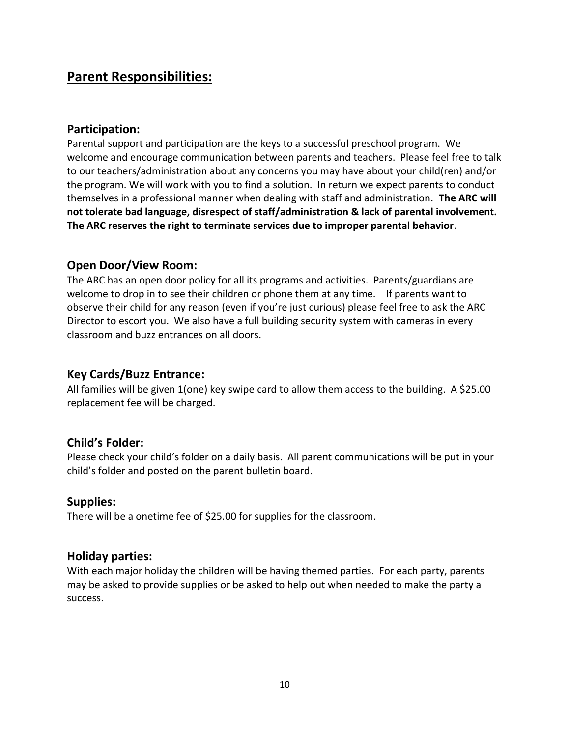## Parent Responsibilities:

### Participation:

Parental support and participation are the keys to a successful preschool program. We welcome and encourage communication between parents and teachers. Please feel free to talk to our teachers/administration about any concerns you may have about your child(ren) and/or the program. We will work with you to find a solution. In return we expect parents to conduct themselves in a professional manner when dealing with staff and administration. **The ARC will not tolerate bad language, disrespect of staff/administration & lack of parental involvement. The ARC reserves the right to terminate services due to improper parental behavior**.

### Open Door/View Room:

The ARC has an open door policy for all its programs and activities. Parents/guardians are welcome to drop in to see their children or phone them at any time. If parents want to observe their child for any reason (even if you're just curious) please feel free to ask the ARC Director to escort you. We also have a full building security system with cameras in every classroom and buzz entrances on all doors.

### Key Cards/Buzz Entrance:

All families will be given 1(one) key swipe card to allow them access to the building. A $25.00 replacement fee will be charged.

### Child's Folder:

Please check your child's folder on a daily basis. All parent communications will be put in your child's folder and posted on the parent bulletin board.

### Supplies:

There will be a onetime fee of $25.00 for supplies for the classroom.

### Holiday parties:

With each major holiday the children will be having themed parties. For each party, parents may be asked to provide supplies or be asked to help out when needed to make the party a success.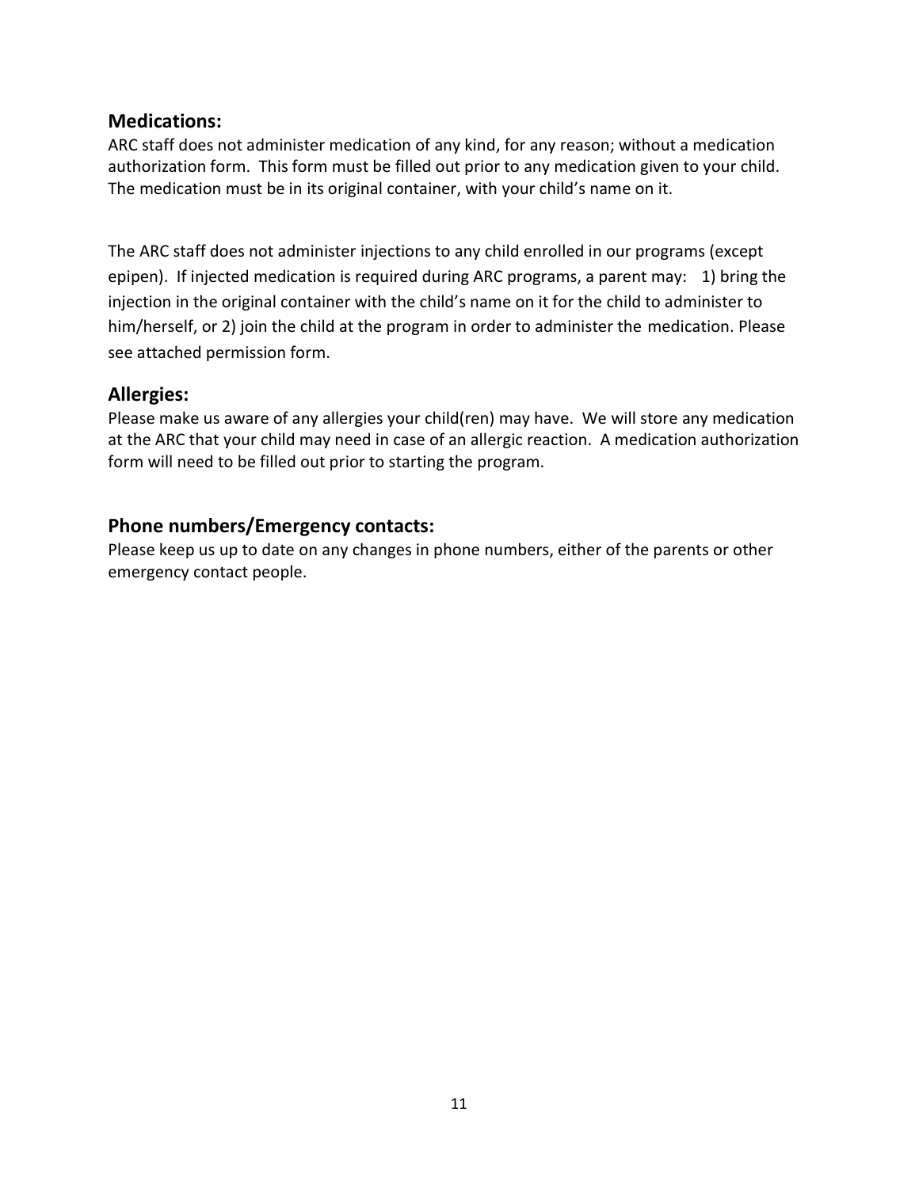## Medications:

ARC staff does not administer medication of any kind, for any reason; without a medication authorization form. This form must be filled out prior to any medication given to your child. The medication must be in its original container, with your child's name on it.

The ARC staff does not administer injections to any child enrolled in our programs (except epipen). If injected medication is required during ARC programs, a parent may: 1) bring the injection in the original container with the child's name on it for the child to administer to him/herself, or 2) join the child at the program in order to administer the medication. Please see attached permission form.

## Allergies:

Please make us aware of any allergies your child(ren) may have. We will store any medication at the ARC that your child may need in case of an allergic reaction. A medication authorization form will need to be filled out prior to starting the program.

## Phone numbers/Emergency contacts:

Please keep us up to date on any changes in phone numbers, either of the parents or other emergency contact people.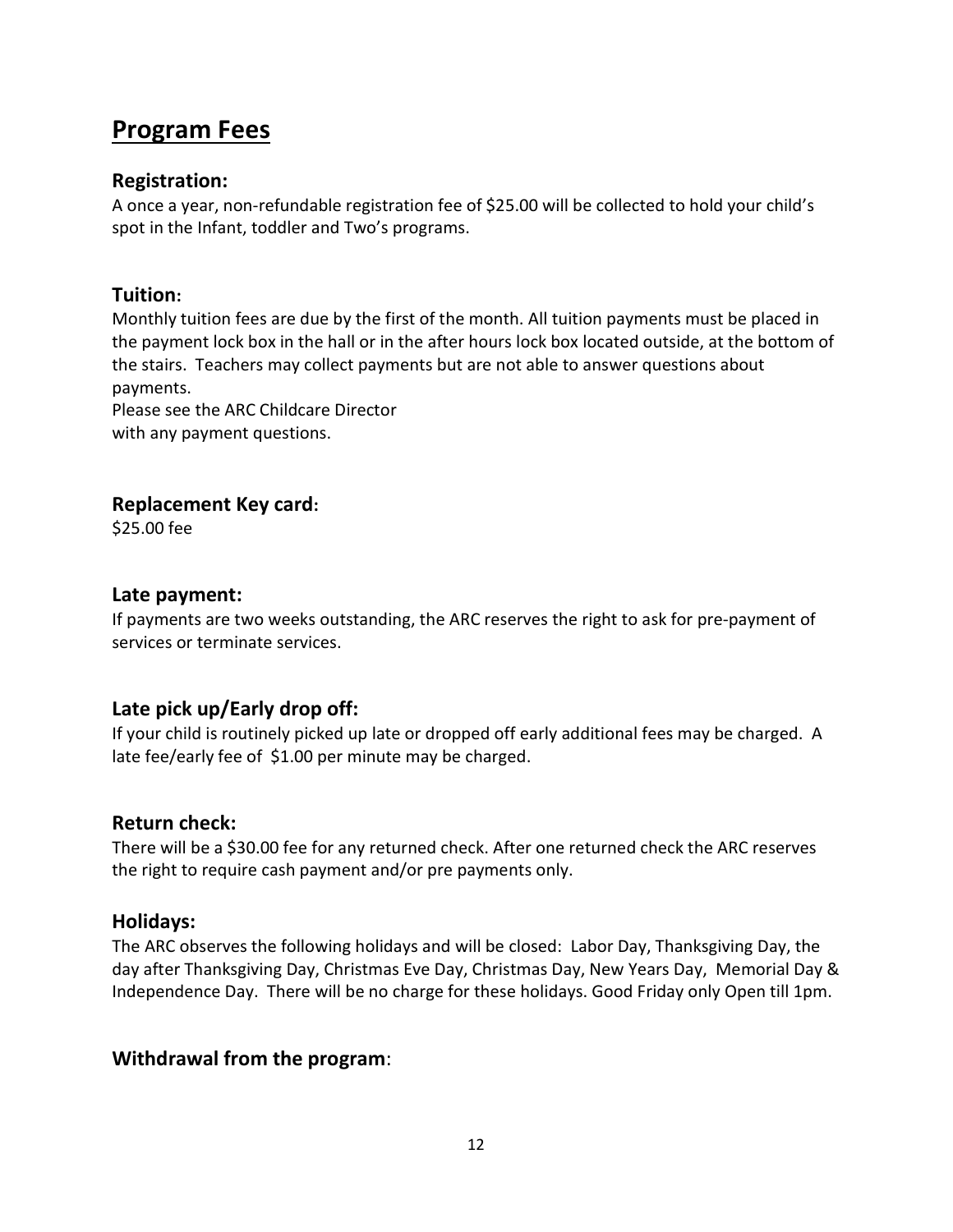# Program Fees

### Registration:

A once a year, non-refundable registration fee of $25.00 will be collected to hold your child's spot in the Infant, toddler and Two's programs.

### Tuition:

Monthly tuition fees are due by the first of the month. All tuition payments must be placed in the payment lock box in the hall or in the after hours lock box located outside, at the bottom of the stairs. Teachers may collect payments but are not able to answer questions about payments.
Please see the ARC Childcare Director
with any payment questions.

### Replacement Key card:

$25.00 fee

### Late payment:

If payments are two weeks outstanding, the ARC reserves the right to ask for pre-payment of services or terminate services.

### Late pick up/Early drop off:

If your child is routinely picked up late or dropped off early additional fees may be charged. A late fee/early fee of $1.00 per minute may be charged.

### Return check:

There will be a $30.00 fee for any returned check. After one returned check the ARC reserves the right to require cash payment and/or pre payments only.

### Holidays:

The ARC observes the following holidays and will be closed: Labor Day, Thanksgiving Day, the day after Thanksgiving Day, Christmas Eve Day, Christmas Day, New Years Day, Memorial Day & Independence Day. There will be no charge for these holidays. Good Friday only Open till 1pm.

### Withdrawal from the program: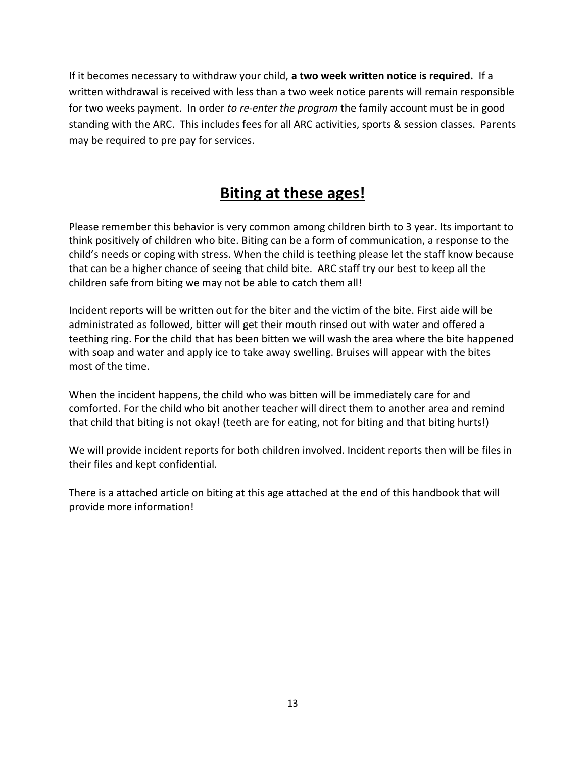If it becomes necessary to withdraw your child, **a two week written notice is required.** If a written withdrawal is received with less than a two week notice parents will remain responsible for two weeks payment. In order *to re-enter the program* the family account must be in good standing with the ARC. This includes fees for all ARC activities, sports & session classes. Parents may be required to pre pay for services.

## **Biting at these ages!**

Please remember this behavior is very common among children birth to 3 year. Its important to think positively of children who bite. Biting can be a form of communication, a response to the child's needs or coping with stress. When the child is teething please let the staff know because that can be a higher chance of seeing that child bite. ARC staff try our best to keep all the children safe from biting we may not be able to catch them all!

Incident reports will be written out for the biter and the victim of the bite. First aide will be administrated as followed, bitter will get their mouth rinsed out with water and offered a teething ring. For the child that has been bitten we will wash the area where the bite happened with soap and water and apply ice to take away swelling. Bruises will appear with the bites most of the time.

When the incident happens, the child who was bitten will be immediately care for and comforted. For the child who bit another teacher will direct them to another area and remind that child that biting is not okay! (teeth are for eating, not for biting and that biting hurts!)

We will provide incident reports for both children involved. Incident reports then will be files in their files and kept confidential.

There is a attached article on biting at this age attached at the end of this handbook that will provide more information!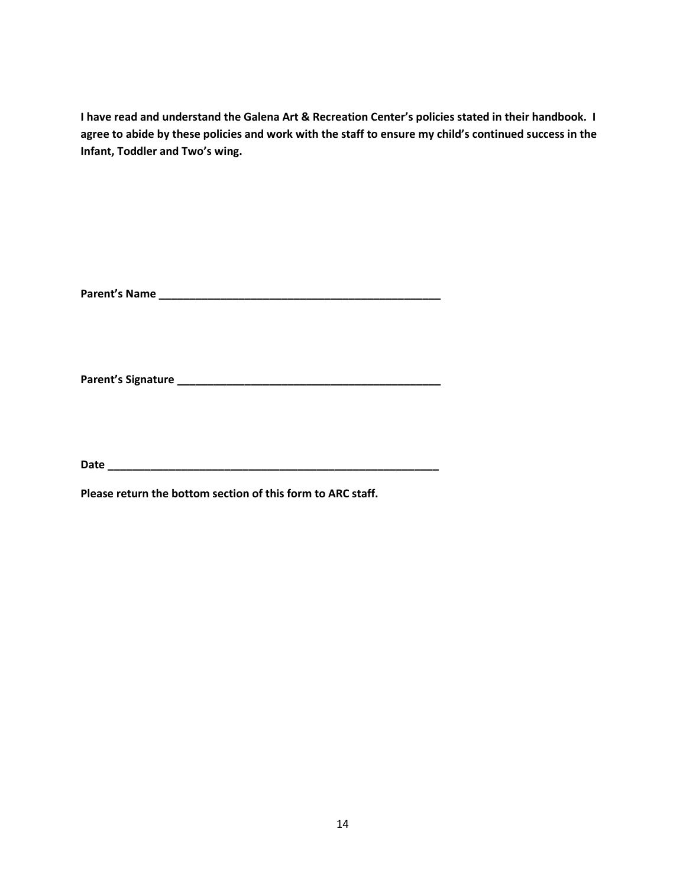**I have read and understand the Galena Art & Recreation Center's policies stated in their handbook. I agree to abide by these policies and work with the staff to ensure my child's continued success in the Infant, Toddler and Two's wing.**

**Parent's Name \_\_\_\_\_\_\_\_\_\_\_\_\_\_\_\_\_\_\_\_\_\_\_\_\_\_\_\_\_\_\_\_\_\_\_\_\_\_\_\_\_\_\_\_\_\_**

**Parent's Signature \_\_\_\_\_\_\_\_\_\_\_\_\_\_\_\_\_\_\_\_\_\_\_\_\_\_\_\_\_\_\_\_\_\_\_\_\_\_\_\_\_\_**

**Date \_\_\_\_\_\_\_\_\_\_\_\_\_\_\_\_\_\_\_\_\_\_\_\_\_\_\_\_\_\_\_\_\_\_\_\_\_\_\_\_\_\_\_\_\_\_\_\_\_\_\_\_\_**

**Please return the bottom section of this form to ARC staff.**